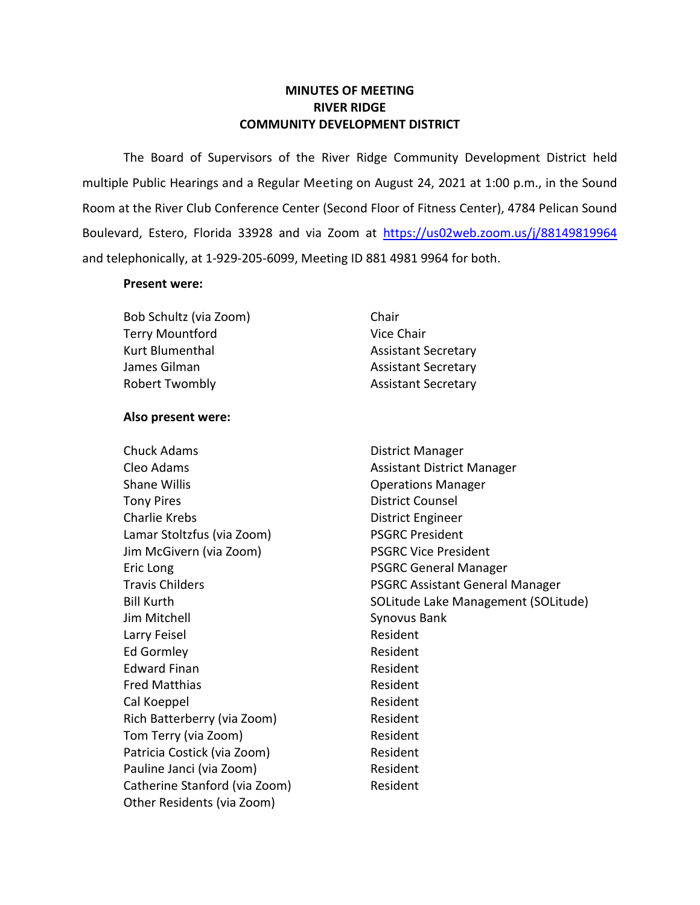# MINUTES OF MEETING
# RIVER RIDGE
# COMMUNITY DEVELOPMENT DISTRICT

The Board of Supervisors of the River Ridge Community Development District held multiple Public Hearings and a Regular Meeting on August 24, 2021 at 1:00 p.m., in the Sound Room at the River Club Conference Center (Second Floor of Fitness Center), 4784 Pelican Sound Boulevard, Estero, Florida 33928 and via Zoom at https://us02web.zoom.us/j/88149819964 and telephonically, at 1-929-205-6099, Meeting ID 881 4981 9964 for both.

**Present were:**

| | |
|---|---|
| Bob Schultz (via Zoom) | Chair |
| Terry Mountford | Vice Chair |
| Kurt Blumenthal | Assistant Secretary |
| James Gilman | Assistant Secretary |
| Robert Twombly | Assistant Secretary |

**Also present were:**

| | |
|---|---|
| Chuck Adams | District Manager |
| Cleo Adams | Assistant District Manager |
| Shane Willis | Operations Manager |
| Tony Pires | District Counsel |
| Charlie Krebs | District Engineer |
| Lamar Stoltzfus (via Zoom) | PSGRC President |
| Jim McGivern (via Zoom) | PSGRC Vice President |
| Eric Long | PSGRC General Manager |
| Travis Childers | PSGRC Assistant General Manager |
| Bill Kurth | SOLitude Lake Management (SOLitude) |
| Jim Mitchell | Synovus Bank |
| Larry Feisel | Resident |
| Ed Gormley | Resident |
| Edward Finan | Resident |
| Fred Matthias | Resident |
| Cal Koeppel | Resident |
| Rich Batterberry (via Zoom) | Resident |
| Tom Terry (via Zoom) | Resident |
| Patricia Costick (via Zoom) | Resident |
| Pauline Janci (via Zoom) | Resident |
| Catherine Stanford (via Zoom) | Resident |
| Other Residents (via Zoom) | |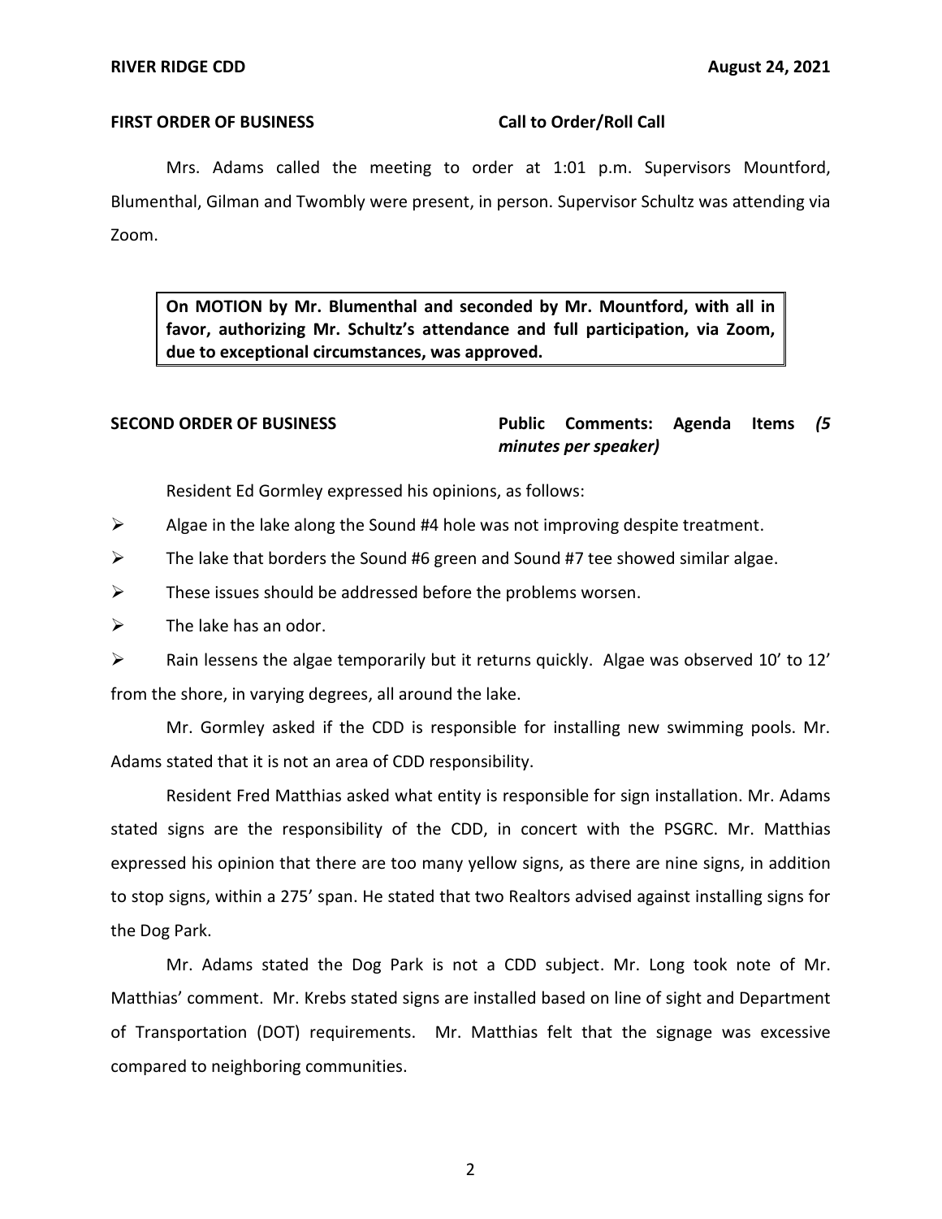**FIRST ORDER OF BUSINESS** **Call to Order/Roll Call**

Mrs. Adams called the meeting to order at 1:01 p.m. Supervisors Mountford, Blumenthal, Gilman and Twombly were present, in person. Supervisor Schultz was attending via Zoom.

> **On MOTION by Mr. Blumenthal and seconded by Mr. Mountford, with all in favor, authorizing Mr. Schultz's attendance and full participation, via Zoom, due to exceptional circumstances, was approved.**

**SECOND ORDER OF BUSINESS** **Public Comments: Agenda Items *(5 minutes per speaker)***

Resident Ed Gormley expressed his opinions, as follows:

- Algae in the lake along the Sound #4 hole was not improving despite treatment.
- The lake that borders the Sound #6 green and Sound #7 tee showed similar algae.
- These issues should be addressed before the problems worsen.
- The lake has an odor.
- Rain lessens the algae temporarily but it returns quickly. Algae was observed 10' to 12' from the shore, in varying degrees, all around the lake.

Mr. Gormley asked if the CDD is responsible for installing new swimming pools. Mr. Adams stated that it is not an area of CDD responsibility.

Resident Fred Matthias asked what entity is responsible for sign installation. Mr. Adams stated signs are the responsibility of the CDD, in concert with the PSGRC. Mr. Matthias expressed his opinion that there are too many yellow signs, as there are nine signs, in addition to stop signs, within a 275' span. He stated that two Realtors advised against installing signs for the Dog Park.

Mr. Adams stated the Dog Park is not a CDD subject. Mr. Long took note of Mr. Matthias' comment. Mr. Krebs stated signs are installed based on line of sight and Department of Transportation (DOT) requirements. Mr. Matthias felt that the signage was excessive compared to neighboring communities.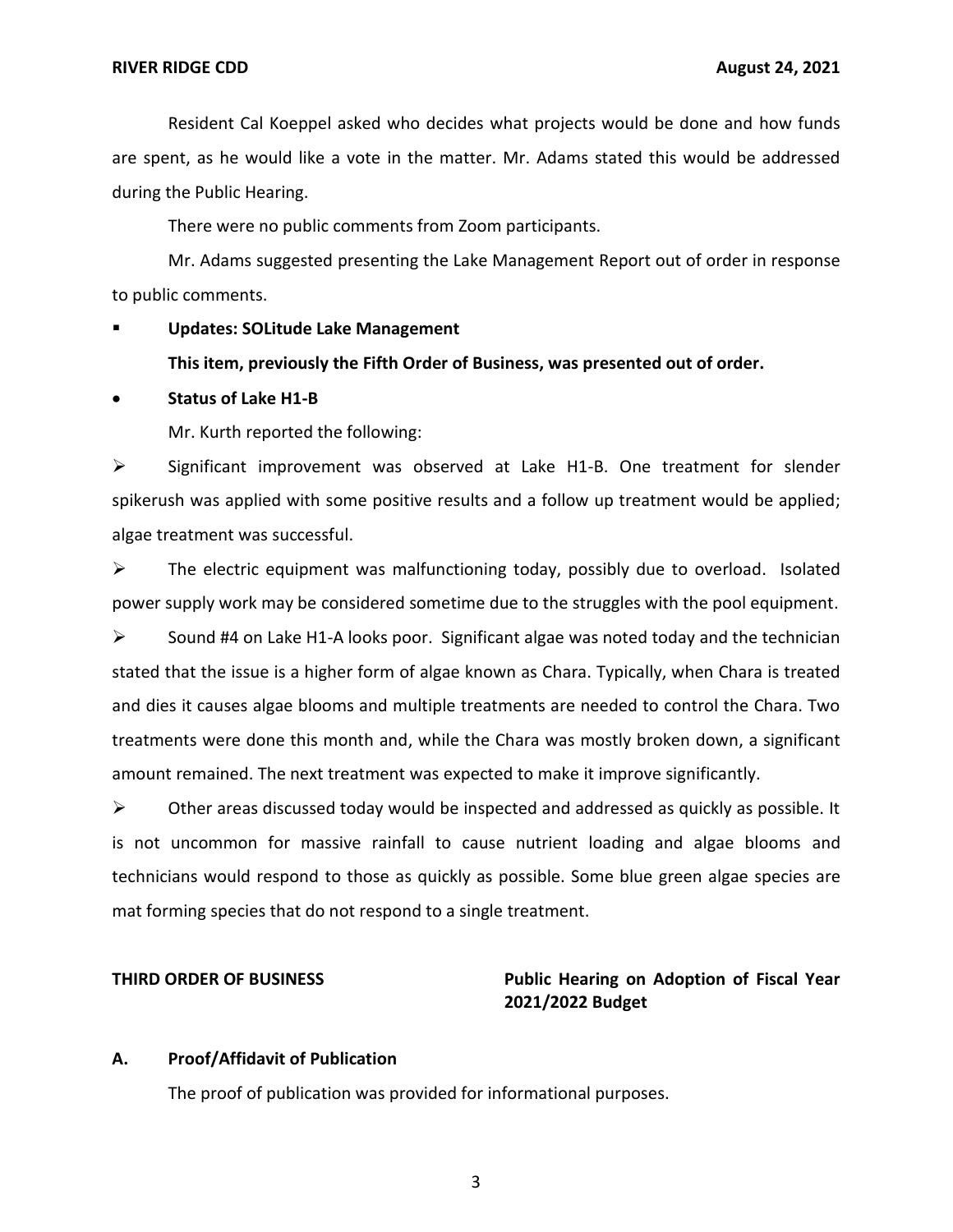Resident Cal Koeppel asked who decides what projects would be done and how funds are spent, as he would like a vote in the matter. Mr. Adams stated this would be addressed during the Public Hearing.

There were no public comments from Zoom participants.

Mr. Adams suggested presenting the Lake Management Report out of order in response to public comments.

- **Updates: SOLitude Lake Management**

  **This item, previously the Fifth Order of Business, was presented out of order.**

- **Status of Lake H1-B**

  Mr. Kurth reported the following:

- Significant improvement was observed at Lake H1-B. One treatment for slender spikerush was applied with some positive results and a follow up treatment would be applied; algae treatment was successful.
- The electric equipment was malfunctioning today, possibly due to overload. Isolated power supply work may be considered sometime due to the struggles with the pool equipment.
- Sound #4 on Lake H1-A looks poor. Significant algae was noted today and the technician stated that the issue is a higher form of algae known as Chara. Typically, when Chara is treated and dies it causes algae blooms and multiple treatments are needed to control the Chara. Two treatments were done this month and, while the Chara was mostly broken down, a significant amount remained. The next treatment was expected to make it improve significantly.
- Other areas discussed today would be inspected and addressed as quickly as possible. It is not uncommon for massive rainfall to cause nutrient loading and algae blooms and technicians would respond to those as quickly as possible. Some blue green algae species are mat forming species that do not respond to a single treatment.

**THIRD ORDER OF BUSINESS** **Public Hearing on Adoption of Fiscal Year 2021/2022 Budget**

**A. Proof/Affidavit of Publication**

The proof of publication was provided for informational purposes.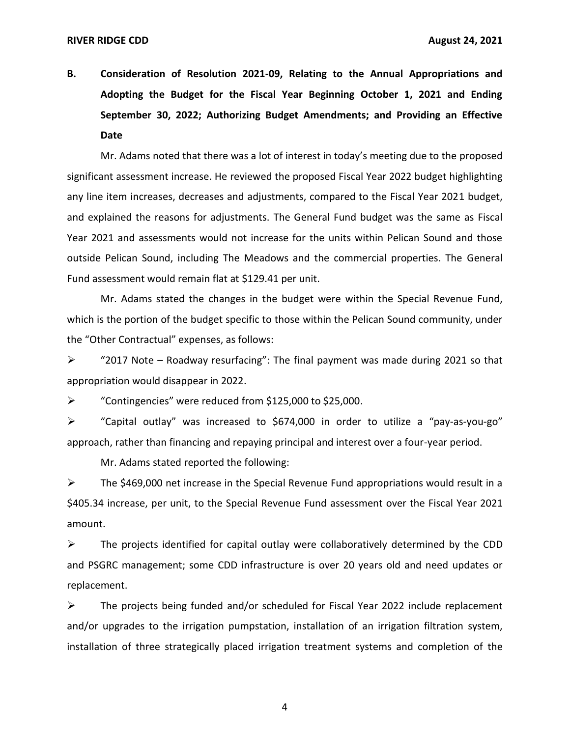**B. Consideration of Resolution 2021-09, Relating to the Annual Appropriations and Adopting the Budget for the Fiscal Year Beginning October 1, 2021 and Ending September 30, 2022; Authorizing Budget Amendments; and Providing an Effective Date**

Mr. Adams noted that there was a lot of interest in today's meeting due to the proposed significant assessment increase. He reviewed the proposed Fiscal Year 2022 budget highlighting any line item increases, decreases and adjustments, compared to the Fiscal Year 2021 budget, and explained the reasons for adjustments. The General Fund budget was the same as Fiscal Year 2021 and assessments would not increase for the units within Pelican Sound and those outside Pelican Sound, including The Meadows and the commercial properties. The General Fund assessment would remain flat at $129.41 per unit.

Mr. Adams stated the changes in the budget were within the Special Revenue Fund, which is the portion of the budget specific to those within the Pelican Sound community, under the "Other Contractual" expenses, as follows:

➢ "2017 Note – Roadway resurfacing": The final payment was made during 2021 so that appropriation would disappear in 2022.

➢ "Contingencies" were reduced from $125,000 to $25,000.

➢ "Capital outlay" was increased to $674,000 in order to utilize a "pay-as-you-go" approach, rather than financing and repaying principal and interest over a four-year period.

Mr. Adams stated reported the following:

➢ The $469,000 net increase in the Special Revenue Fund appropriations would result in a $405.34 increase, per unit, to the Special Revenue Fund assessment over the Fiscal Year 2021 amount.

➢ The projects identified for capital outlay were collaboratively determined by the CDD and PSGRC management; some CDD infrastructure is over 20 years old and need updates or replacement.

➢ The projects being funded and/or scheduled for Fiscal Year 2022 include replacement and/or upgrades to the irrigation pumpstation, installation of an irrigation filtration system, installation of three strategically placed irrigation treatment systems and completion of the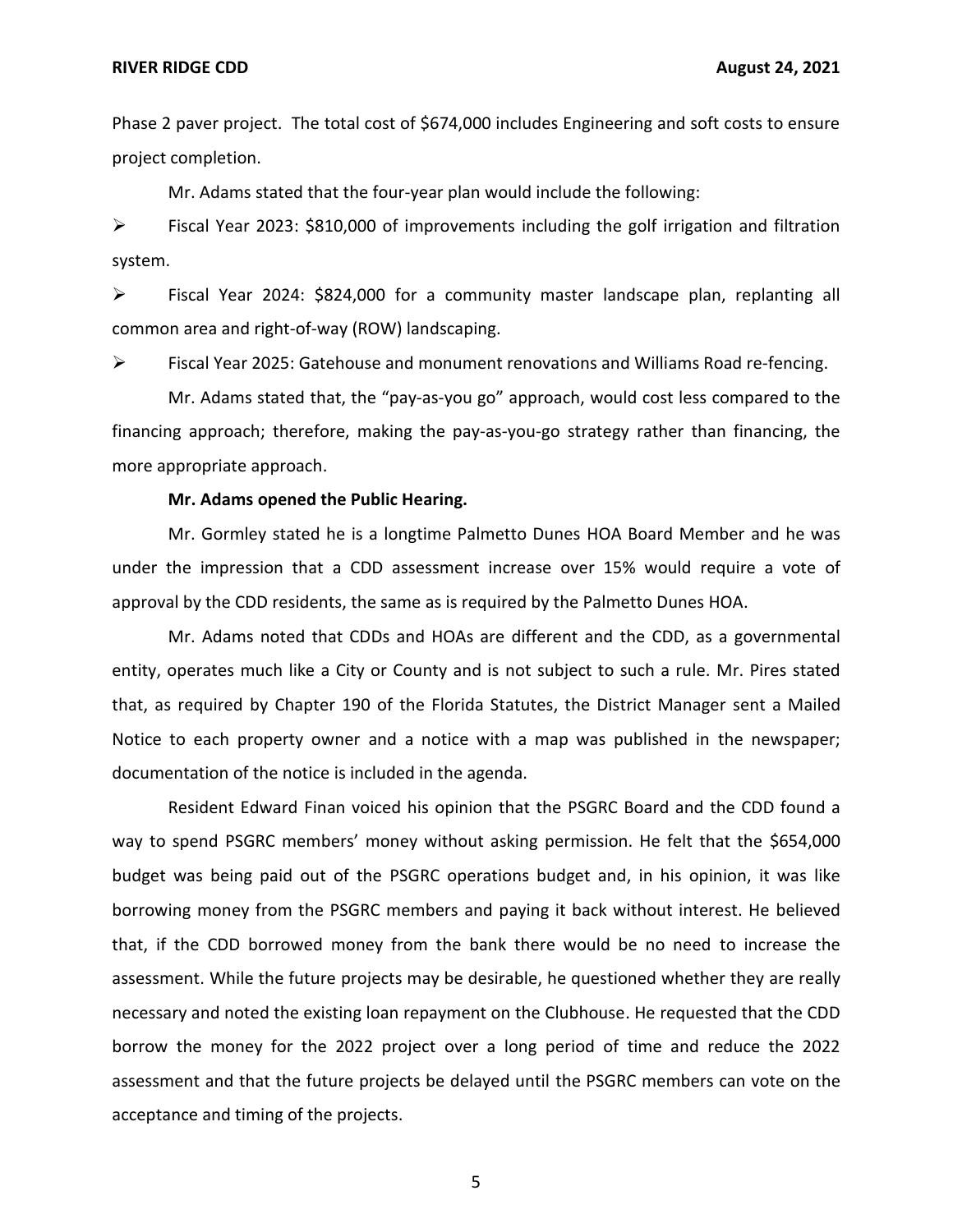Phase 2 paver project. The total cost of $674,000 includes Engineering and soft costs to ensure project completion.

Mr. Adams stated that the four-year plan would include the following:

- Fiscal Year 2023: $810,000 of improvements including the golf irrigation and filtration system.
- Fiscal Year 2024: $824,000 for a community master landscape plan, replanting all common area and right-of-way (ROW) landscaping.
- Fiscal Year 2025: Gatehouse and monument renovations and Williams Road re-fencing.

Mr. Adams stated that, the "pay-as-you go" approach, would cost less compared to the financing approach; therefore, making the pay-as-you-go strategy rather than financing, the more appropriate approach.

**Mr. Adams opened the Public Hearing.**

Mr. Gormley stated he is a longtime Palmetto Dunes HOA Board Member and he was under the impression that a CDD assessment increase over 15% would require a vote of approval by the CDD residents, the same as is required by the Palmetto Dunes HOA.

Mr. Adams noted that CDDs and HOAs are different and the CDD, as a governmental entity, operates much like a City or County and is not subject to such a rule. Mr. Pires stated that, as required by Chapter 190 of the Florida Statutes, the District Manager sent a Mailed Notice to each property owner and a notice with a map was published in the newspaper; documentation of the notice is included in the agenda.

Resident Edward Finan voiced his opinion that the PSGRC Board and the CDD found a way to spend PSGRC members' money without asking permission. He felt that the $654,000 budget was being paid out of the PSGRC operations budget and, in his opinion, it was like borrowing money from the PSGRC members and paying it back without interest. He believed that, if the CDD borrowed money from the bank there would be no need to increase the assessment. While the future projects may be desirable, he questioned whether they are really necessary and noted the existing loan repayment on the Clubhouse. He requested that the CDD borrow the money for the 2022 project over a long period of time and reduce the 2022 assessment and that the future projects be delayed until the PSGRC members can vote on the acceptance and timing of the projects.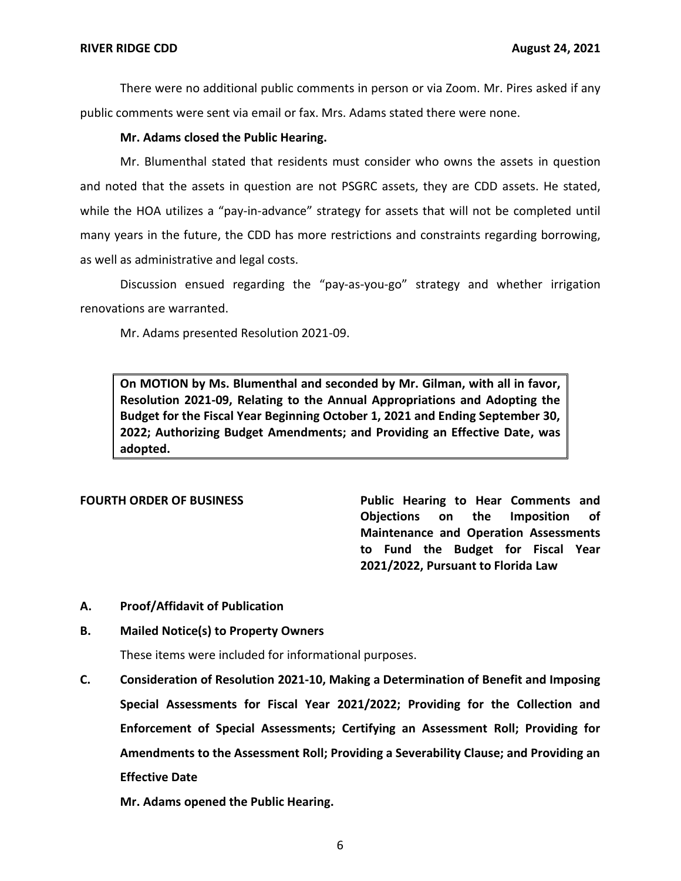There were no additional public comments in person or via Zoom. Mr. Pires asked if any public comments were sent via email or fax. Mrs. Adams stated there were none.

**Mr. Adams closed the Public Hearing.**

Mr. Blumenthal stated that residents must consider who owns the assets in question and noted that the assets in question are not PSGRC assets, they are CDD assets. He stated, while the HOA utilizes a "pay-in-advance" strategy for assets that will not be completed until many years in the future, the CDD has more restrictions and constraints regarding borrowing, as well as administrative and legal costs.

Discussion ensued regarding the "pay-as-you-go" strategy and whether irrigation renovations are warranted.

Mr. Adams presented Resolution 2021-09.

> **On MOTION by Ms. Blumenthal and seconded by Mr. Gilman, with all in favor, Resolution 2021-09, Relating to the Annual Appropriations and Adopting the Budget for the Fiscal Year Beginning October 1, 2021 and Ending September 30, 2022; Authorizing Budget Amendments; and Providing an Effective Date, was adopted.**

**FOURTH ORDER OF BUSINESS** — **Public Hearing to Hear Comments and Objections on the Imposition of Maintenance and Operation Assessments to Fund the Budget for Fiscal Year 2021/2022, Pursuant to Florida Law**

**A. Proof/Affidavit of Publication**

**B. Mailed Notice(s) to Property Owners**

These items were included for informational purposes.

**C. Consideration of Resolution 2021-10, Making a Determination of Benefit and Imposing Special Assessments for Fiscal Year 2021/2022; Providing for the Collection and Enforcement of Special Assessments; Certifying an Assessment Roll; Providing for Amendments to the Assessment Roll; Providing a Severability Clause; and Providing an Effective Date**

**Mr. Adams opened the Public Hearing.**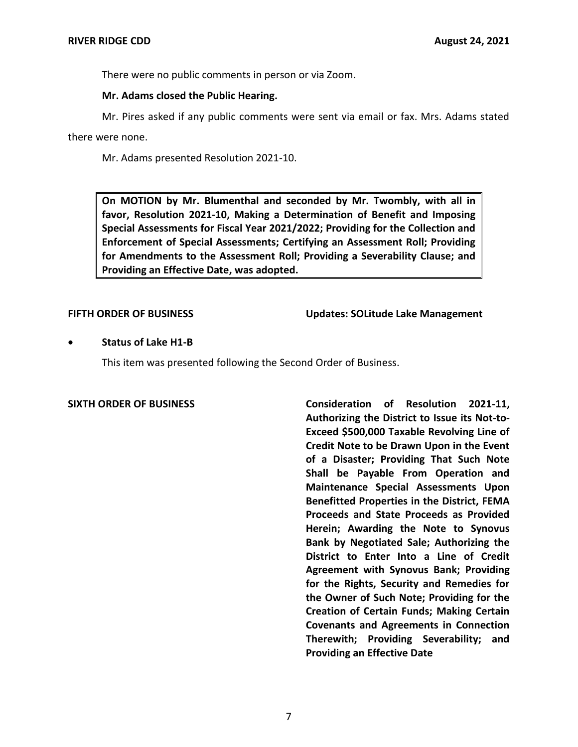There were no public comments in person or via Zoom.

**Mr. Adams closed the Public Hearing.**

Mr. Pires asked if any public comments were sent via email or fax. Mrs. Adams stated there were none.

Mr. Adams presented Resolution 2021-10.

> **On MOTION by Mr. Blumenthal and seconded by Mr. Twombly, with all in favor, Resolution 2021-10, Making a Determination of Benefit and Imposing Special Assessments for Fiscal Year 2021/2022; Providing for the Collection and Enforcement of Special Assessments; Certifying an Assessment Roll; Providing for Amendments to the Assessment Roll; Providing a Severability Clause; and Providing an Effective Date, was adopted.**

**FIFTH ORDER OF BUSINESS** **Updates: SOLitude Lake Management**

- **Status of Lake H1-B**

This item was presented following the Second Order of Business.

**SIXTH ORDER OF BUSINESS** **Consideration of Resolution 2021-11, Authorizing the District to Issue its Not-to-Exceed $500,000 Taxable Revolving Line of Credit Note to be Drawn Upon in the Event of a Disaster; Providing That Such Note Shall be Payable From Operation and Maintenance Special Assessments Upon Benefitted Properties in the District, FEMA Proceeds and State Proceeds as Provided Herein; Awarding the Note to Synovus Bank by Negotiated Sale; Authorizing the District to Enter Into a Line of Credit Agreement with Synovus Bank; Providing for the Rights, Security and Remedies for the Owner of Such Note; Providing for the Creation of Certain Funds; Making Certain Covenants and Agreements in Connection Therewith; Providing Severability; and Providing an Effective Date**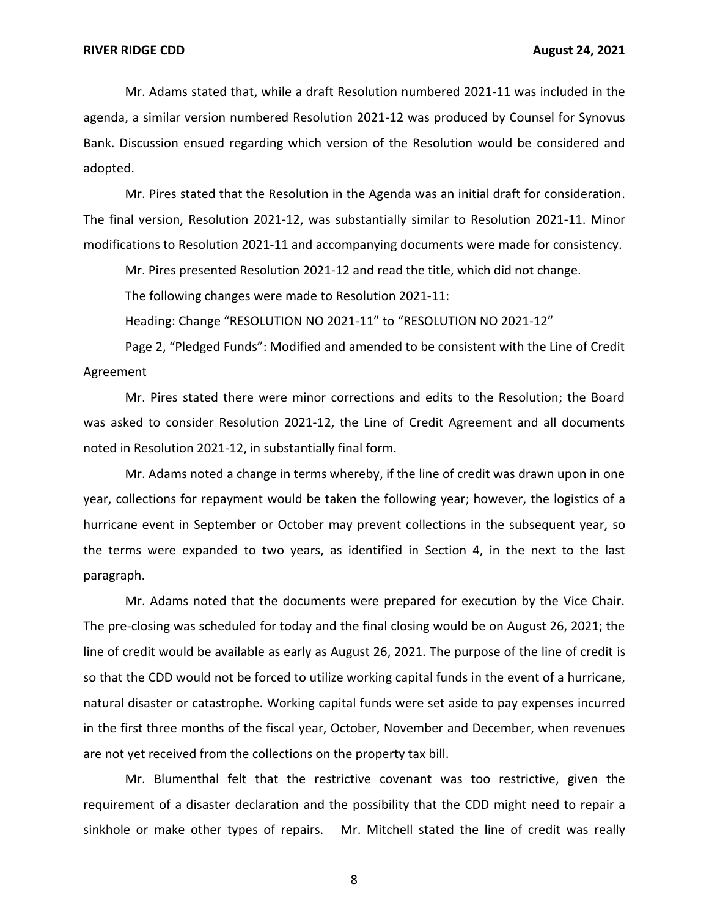Mr. Adams stated that, while a draft Resolution numbered 2021-11 was included in the agenda, a similar version numbered Resolution 2021-12 was produced by Counsel for Synovus Bank. Discussion ensued regarding which version of the Resolution would be considered and adopted.

Mr. Pires stated that the Resolution in the Agenda was an initial draft for consideration. The final version, Resolution 2021-12, was substantially similar to Resolution 2021-11. Minor modifications to Resolution 2021-11 and accompanying documents were made for consistency.

Mr. Pires presented Resolution 2021-12 and read the title, which did not change.

The following changes were made to Resolution 2021-11:

Heading: Change "RESOLUTION NO 2021-11" to "RESOLUTION NO 2021-12"

Page 2, "Pledged Funds": Modified and amended to be consistent with the Line of Credit Agreement

Mr. Pires stated there were minor corrections and edits to the Resolution; the Board was asked to consider Resolution 2021-12, the Line of Credit Agreement and all documents noted in Resolution 2021-12, in substantially final form.

Mr. Adams noted a change in terms whereby, if the line of credit was drawn upon in one year, collections for repayment would be taken the following year; however, the logistics of a hurricane event in September or October may prevent collections in the subsequent year, so the terms were expanded to two years, as identified in Section 4, in the next to the last paragraph.

Mr. Adams noted that the documents were prepared for execution by the Vice Chair. The pre-closing was scheduled for today and the final closing would be on August 26, 2021; the line of credit would be available as early as August 26, 2021. The purpose of the line of credit is so that the CDD would not be forced to utilize working capital funds in the event of a hurricane, natural disaster or catastrophe. Working capital funds were set aside to pay expenses incurred in the first three months of the fiscal year, October, November and December, when revenues are not yet received from the collections on the property tax bill.

Mr. Blumenthal felt that the restrictive covenant was too restrictive, given the requirement of a disaster declaration and the possibility that the CDD might need to repair a sinkhole or make other types of repairs. Mr. Mitchell stated the line of credit was really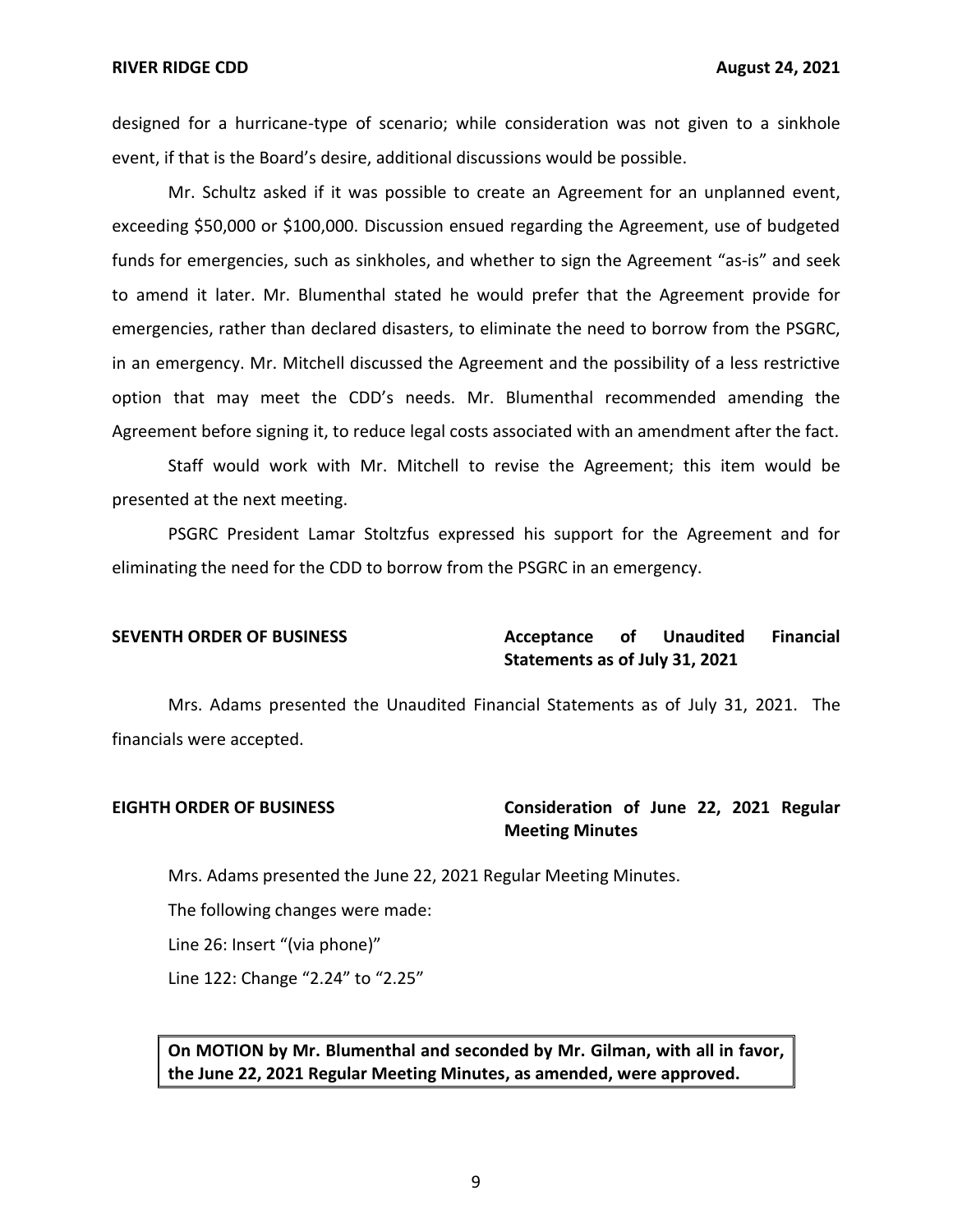designed for a hurricane-type of scenario; while consideration was not given to a sinkhole event, if that is the Board's desire, additional discussions would be possible.

Mr. Schultz asked if it was possible to create an Agreement for an unplanned event, exceeding $50,000 or $100,000. Discussion ensued regarding the Agreement, use of budgeted funds for emergencies, such as sinkholes, and whether to sign the Agreement "as-is" and seek to amend it later. Mr. Blumenthal stated he would prefer that the Agreement provide for emergencies, rather than declared disasters, to eliminate the need to borrow from the PSGRC, in an emergency. Mr. Mitchell discussed the Agreement and the possibility of a less restrictive option that may meet the CDD's needs. Mr. Blumenthal recommended amending the Agreement before signing it, to reduce legal costs associated with an amendment after the fact.

Staff would work with Mr. Mitchell to revise the Agreement; this item would be presented at the next meeting.

PSGRC President Lamar Stoltzfus expressed his support for the Agreement and for eliminating the need for the CDD to borrow from the PSGRC in an emergency.

**SEVENTH ORDER OF BUSINESS** **Acceptance of Unaudited Financial Statements as of July 31, 2021**

Mrs. Adams presented the Unaudited Financial Statements as of July 31, 2021. The financials were accepted.

**EIGHTH ORDER OF BUSINESS** **Consideration of June 22, 2021 Regular Meeting Minutes**

Mrs. Adams presented the June 22, 2021 Regular Meeting Minutes.

The following changes were made:

Line 26: Insert "(via phone)"

Line 122: Change "2.24" to "2.25"

**On MOTION by Mr. Blumenthal and seconded by Mr. Gilman, with all in favor, the June 22, 2021 Regular Meeting Minutes, as amended, were approved.**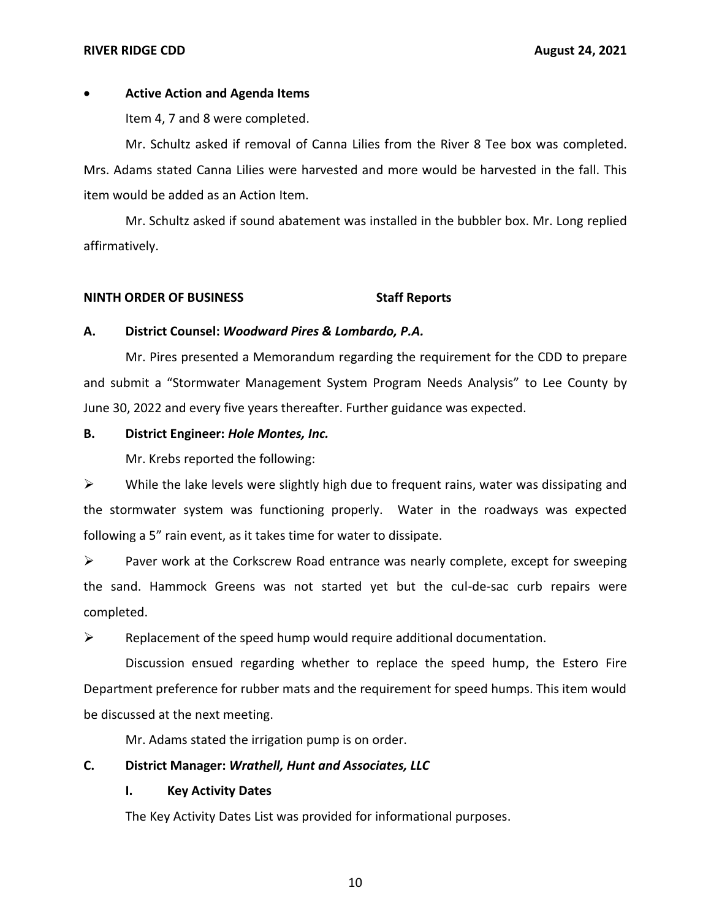- **Active Action and Agenda Items**

Item 4, 7 and 8 were completed.

Mr. Schultz asked if removal of Canna Lilies from the River 8 Tee box was completed. Mrs. Adams stated Canna Lilies were harvested and more would be harvested in the fall. This item would be added as an Action Item.

Mr. Schultz asked if sound abatement was installed in the bubbler box. Mr. Long replied affirmatively.

## NINTH ORDER OF BUSINESS — Staff Reports

### A. District Counsel: ***Woodward Pires & Lombardo, P.A.***

Mr. Pires presented a Memorandum regarding the requirement for the CDD to prepare and submit a "Stormwater Management System Program Needs Analysis" to Lee County by June 30, 2022 and every five years thereafter. Further guidance was expected.

### B. District Engineer: ***Hole Montes, Inc.***

Mr. Krebs reported the following:

➢ While the lake levels were slightly high due to frequent rains, water was dissipating and the stormwater system was functioning properly. Water in the roadways was expected following a 5" rain event, as it takes time for water to dissipate.

➢ Paver work at the Corkscrew Road entrance was nearly complete, except for sweeping the sand. Hammock Greens was not started yet but the cul-de-sac curb repairs were completed.

➢ Replacement of the speed hump would require additional documentation.

Discussion ensued regarding whether to replace the speed hump, the Estero Fire Department preference for rubber mats and the requirement for speed humps. This item would be discussed at the next meeting.

Mr. Adams stated the irrigation pump is on order.

### C. District Manager: ***Wrathell, Hunt and Associates, LLC***

#### I. Key Activity Dates

The Key Activity Dates List was provided for informational purposes.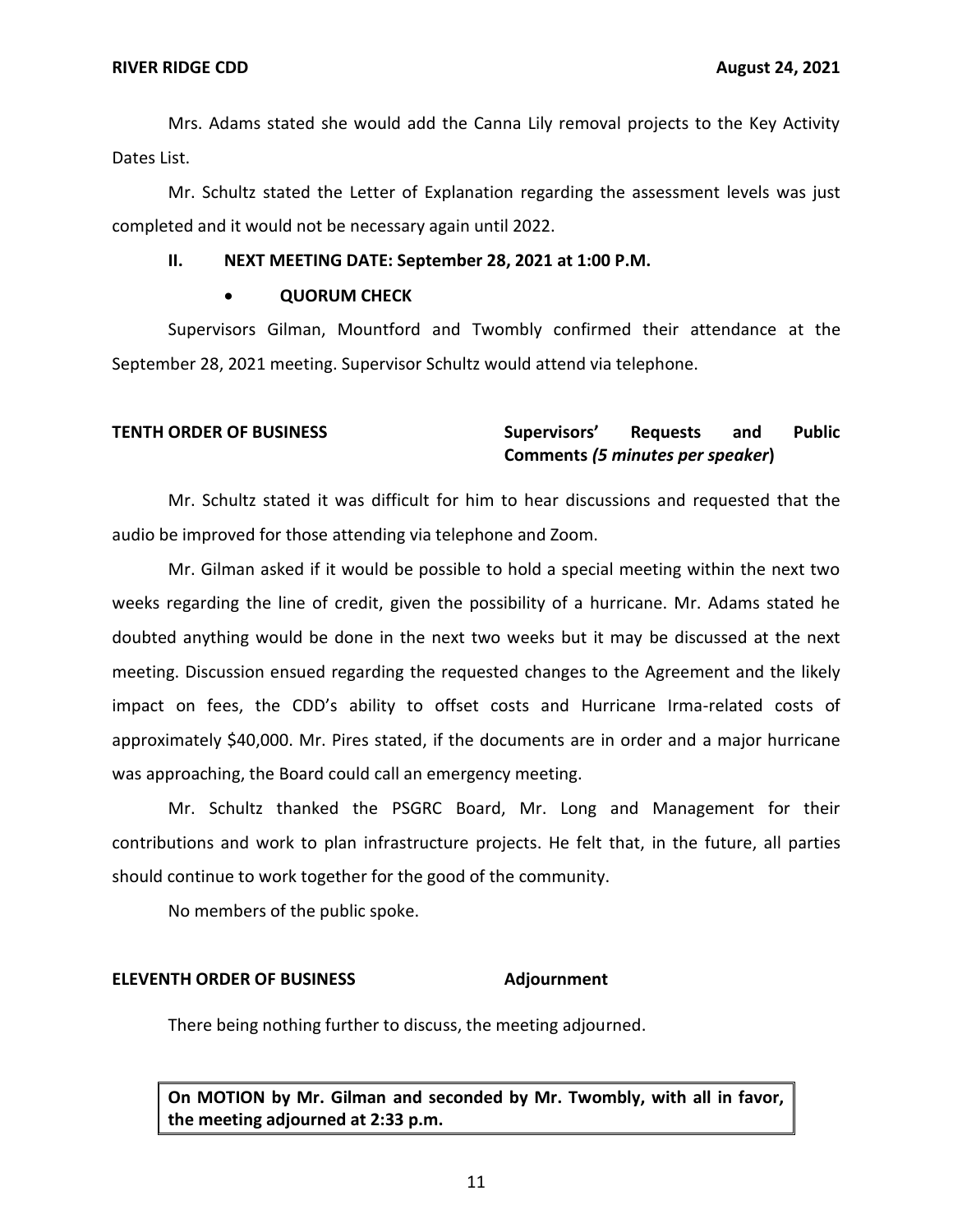Mrs. Adams stated she would add the Canna Lily removal projects to the Key Activity Dates List.

Mr. Schultz stated the Letter of Explanation regarding the assessment levels was just completed and it would not be necessary again until 2022.

**II. NEXT MEETING DATE: September 28, 2021 at 1:00 P.M.**

- **QUORUM CHECK**

Supervisors Gilman, Mountford and Twombly confirmed their attendance at the September 28, 2021 meeting. Supervisor Schultz would attend via telephone.

**TENTH ORDER OF BUSINESS** **Supervisors' Requests and Public Comments *(5 minutes per speaker*)**

Mr. Schultz stated it was difficult for him to hear discussions and requested that the audio be improved for those attending via telephone and Zoom.

Mr. Gilman asked if it would be possible to hold a special meeting within the next two weeks regarding the line of credit, given the possibility of a hurricane. Mr. Adams stated he doubted anything would be done in the next two weeks but it may be discussed at the next meeting. Discussion ensued regarding the requested changes to the Agreement and the likely impact on fees, the CDD's ability to offset costs and Hurricane Irma-related costs of approximately $40,000. Mr. Pires stated, if the documents are in order and a major hurricane was approaching, the Board could call an emergency meeting.

Mr. Schultz thanked the PSGRC Board, Mr. Long and Management for their contributions and work to plan infrastructure projects. He felt that, in the future, all parties should continue to work together for the good of the community.

No members of the public spoke.

**ELEVENTH ORDER OF BUSINESS** **Adjournment**

There being nothing further to discuss, the meeting adjourned.

**On MOTION by Mr. Gilman and seconded by Mr. Twombly, with all in favor, the meeting adjourned at 2:33 p.m.**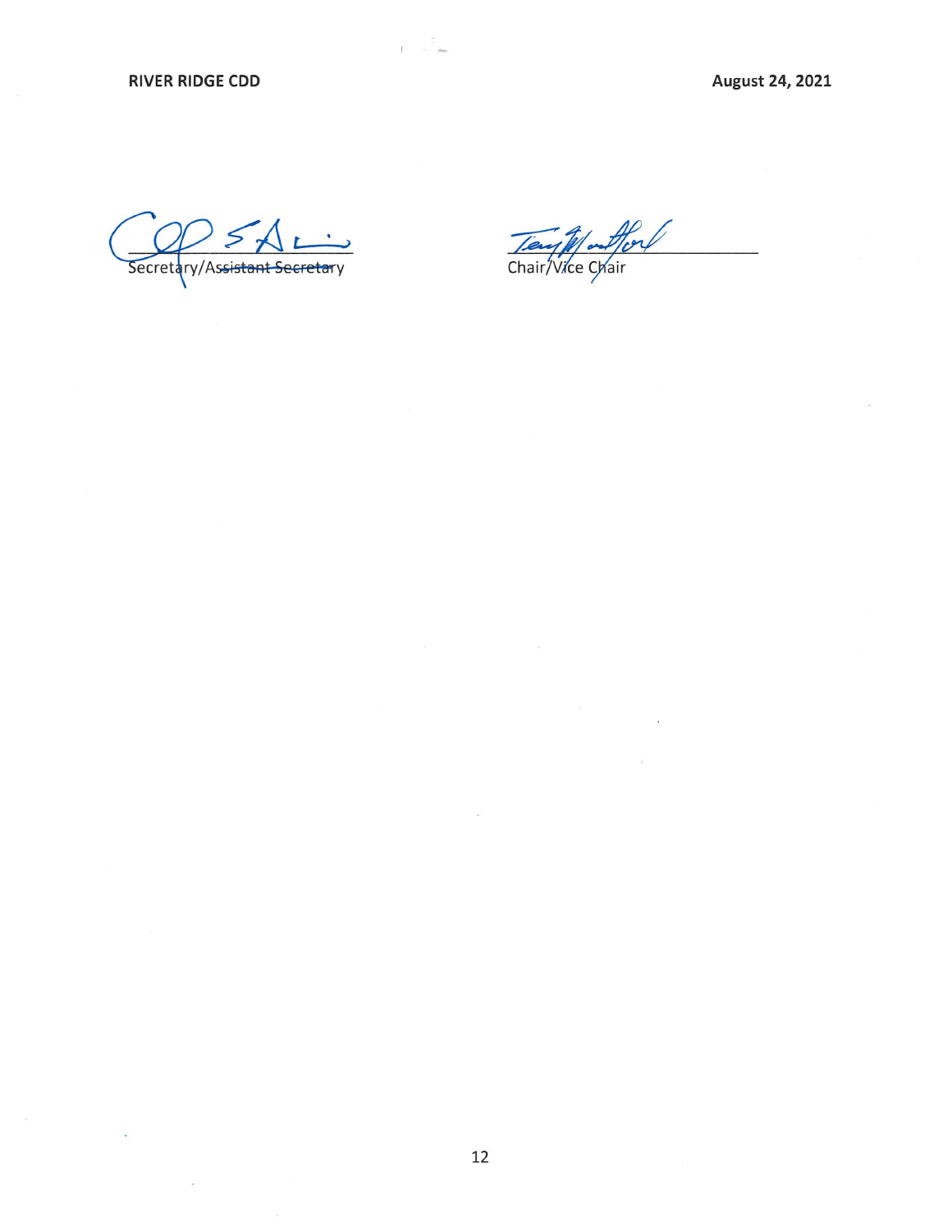Secretary/~~Assistant Secretary~~

Chair/~~Vice~~ Chair